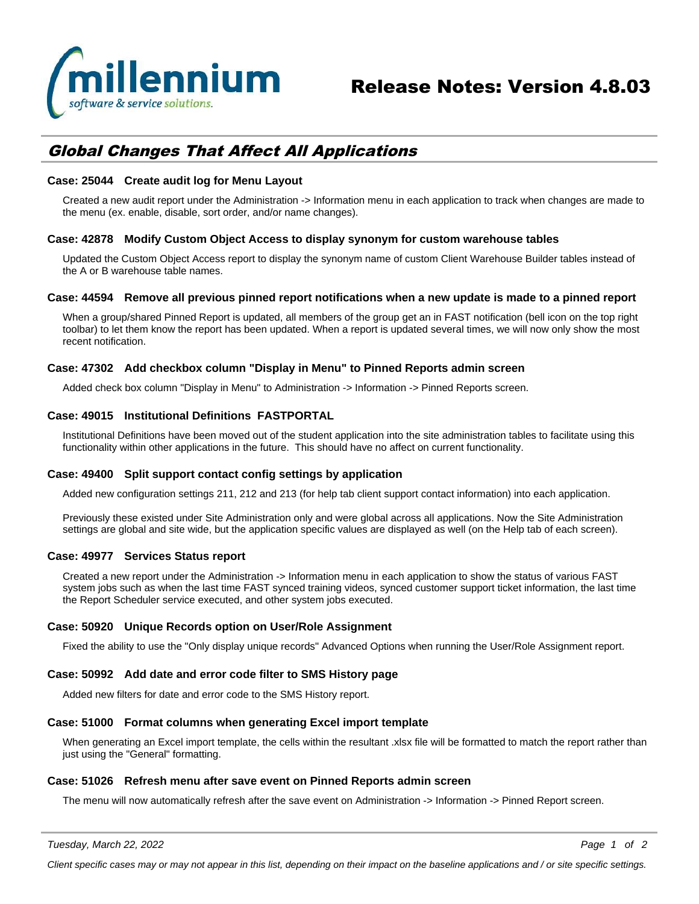# Release Notes: Version 4.8.03

## Global Changes That Affect All Applications

### Case: 25044 Create audit log for Menu Layout

Created a new audit report under the Administration -> Information menu in each application to track when changes are made to the menu (ex. enable, disable, sort order, and/or name changes).

### Case: 42878 Modify Custom Object Access to display synonym for custom warehouse tables

Updated the Custom Object Access report to display the synonym name of custom Client Warehouse Builder tables instead of the A or B warehouse table names.

### Case: 44594 Remove all previous pinned report notifications when a new update is made to a pinned report

When a group/shared Pinned Report is updated, all members of the group get an in FAST notification (bell icon on the top right toolbar) to let them know the report has been updated. When a report is updated several times, we will now only show the most recent notification.

### Case: 47302 Add checkbox column "Display in Menu" to Pinned Reports admin screen

Added check box column "Display in Menu" to Administration -> Information -> Pinned Reports screen.

### Case: 49015 Institutional Definitions FASTPORTAL

Institutional Definitions have been moved out of the student application into the site administration tables to facilitate using this functionality within other applications in the future. This should have no affect on current functionality.

### Case: 49400 Split support contact config settings by application

Added new configuration settings 211, 212 and 213 (for help tab client support contact information) into each application.

Previously these existed under Site Administration only and were global across all applications. Now the Site Administration settings are global and site wide, but the application specific values are displayed as well (on the Help tab of each screen).

### Case: 49977 Services Status report

Created a new report under the Administration -> Information menu in each application to show the status of various FAST system jobs such as when the last time FAST synced training videos, synced customer support ticket information, the last time the Report Scheduler service executed, and other system jobs executed.

### Case: 50920 Unique Records option on User/Role Assignment

Fixed the ability to use the "Only display unique records" Advanced Options when running the User/Role Assignment report.

### Case: 50992 Add date and error code filter to SMS History page

Added new filters for date and error code to the SMS History report.

### Case: 51000 Format columns when generating Excel import template

When generating an Excel import template, the cells within the resultant .xlsx file will be formatted to match the report rather than just using the "General" formatting.

### Case: 51026 Refresh menu after save event on Pinned Reports admin screen

The menu will now automatically refresh after the save event on Administration -> Information -> Pinned Report screen.

*Client specific cases may or may not appear in this list, depending on their impact on the baseline applications and / or site specific settings.*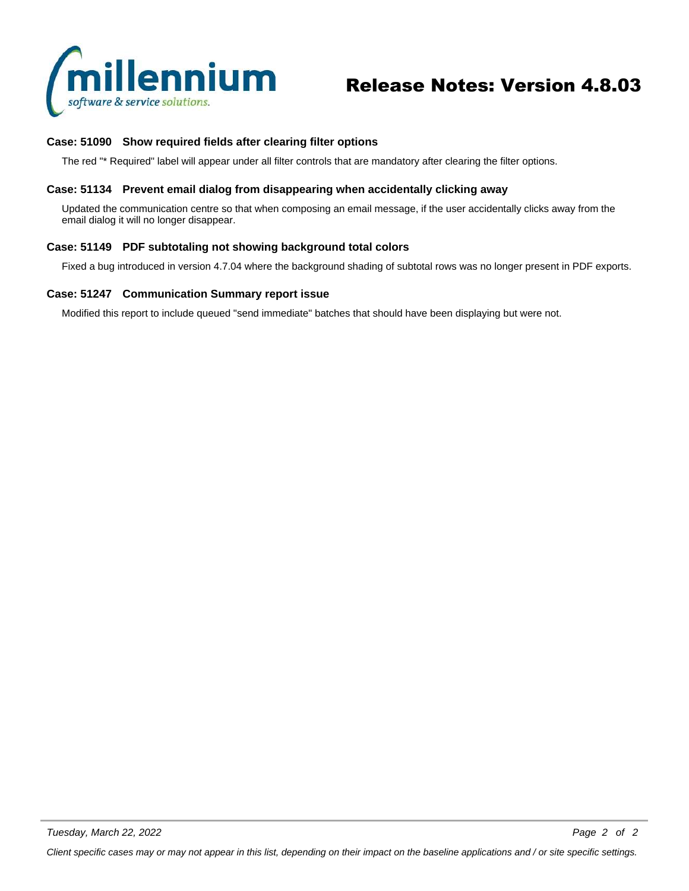### Case: 51090 Show required fields after clearing filter options

The red "* Required" label will appear under all filter controls that are mandatory after clearing the filter options.

### Case: 51134 Prevent email dialog from disappearing when accidentally clicking away

Updated the communication centre so that when composing an email message, if the user accidentally clicks away from the email dialog it will no longer disappear.

### Case: 51149 PDF subtotaling not showing background total colors

Fixed a bug introduced in version 4.7.04 where the background shading of subtotal rows was no longer present in PDF exports.

### Case: 51247 Communication Summary report issue

Modified this report to include queued "send immediate" batches that should have been displaying but were not.